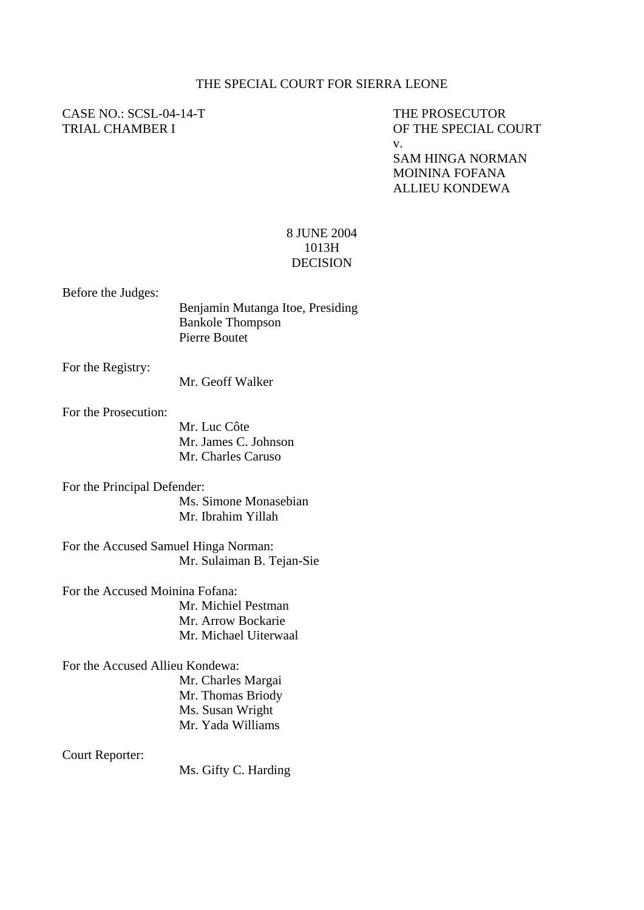THE SPECIAL COURT FOR SIERRA LEONE

CASE NO.: SCSL-04-14-T
TRIAL CHAMBER I

THE PROSECUTOR
OF THE SPECIAL COURT
v.
SAM HINGA NORMAN
MOININA FOFANA
ALLIEU KONDEWA

8 JUNE 2004
1013H
DECISION

Before the Judges:
Benjamin Mutanga Itoe, Presiding
Bankole Thompson
Pierre Boutet

For the Registry:
Mr. Geoff Walker

For the Prosecution:
Mr. Luc Côte
Mr. James C. Johnson
Mr. Charles Caruso

For the Principal Defender:
Ms. Simone Monasebian
Mr. Ibrahim Yillah

For the Accused Samuel Hinga Norman:
Mr. Sulaiman B. Tejan-Sie

For the Accused Moinina Fofana:
Mr. Michiel Pestman
Mr. Arrow Bockarie
Mr. Michael Uiterwaal

For the Accused Allieu Kondewa:
Mr. Charles Margai
Mr. Thomas Briody
Ms. Susan Wright
Mr. Yada Williams

Court Reporter:
Ms. Gifty C. Harding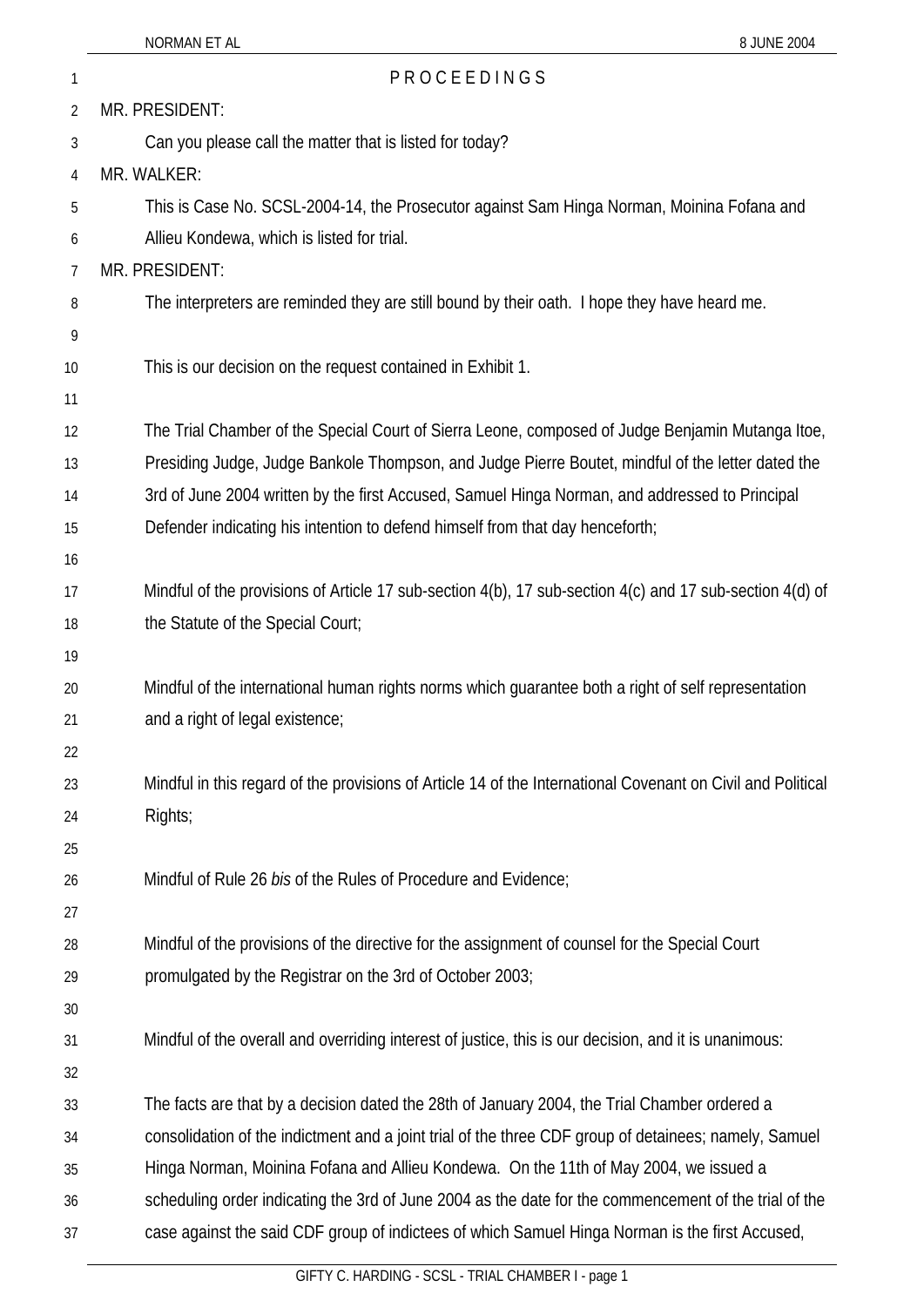PROCEEDINGS

MR. PRESIDENT:

Can you please call the matter that is listed for today?

MR. WALKER:

This is Case No. SCSL-2004-14, the Prosecutor against Sam Hinga Norman, Moinina Fofana and Allieu Kondewa, which is listed for trial.

MR. PRESIDENT:

The interpreters are reminded they are still bound by their oath. I hope they have heard me.

This is our decision on the request contained in Exhibit 1.

The Trial Chamber of the Special Court of Sierra Leone, composed of Judge Benjamin Mutanga Itoe, Presiding Judge, Judge Bankole Thompson, and Judge Pierre Boutet, mindful of the letter dated the 3rd of June 2004 written by the first Accused, Samuel Hinga Norman, and addressed to Principal Defender indicating his intention to defend himself from that day henceforth;

Mindful of the provisions of Article 17 sub-section 4(b), 17 sub-section 4(c) and 17 sub-section 4(d) of the Statute of the Special Court;

Mindful of the international human rights norms which guarantee both a right of self representation and a right of legal existence;

Mindful in this regard of the provisions of Article 14 of the International Covenant on Civil and Political Rights;

Mindful of Rule 26 *bis* of the Rules of Procedure and Evidence;

Mindful of the provisions of the directive for the assignment of counsel for the Special Court promulgated by the Registrar on the 3rd of October 2003;

Mindful of the overall and overriding interest of justice, this is our decision, and it is unanimous:

The facts are that by a decision dated the 28th of January 2004, the Trial Chamber ordered a consolidation of the indictment and a joint trial of the three CDF group of detainees; namely, Samuel Hinga Norman, Moinina Fofana and Allieu Kondewa. On the 11th of May 2004, we issued a scheduling order indicating the 3rd of June 2004 as the date for the commencement of the trial of the case against the said CDF group of indictees of which Samuel Hinga Norman is the first Accused,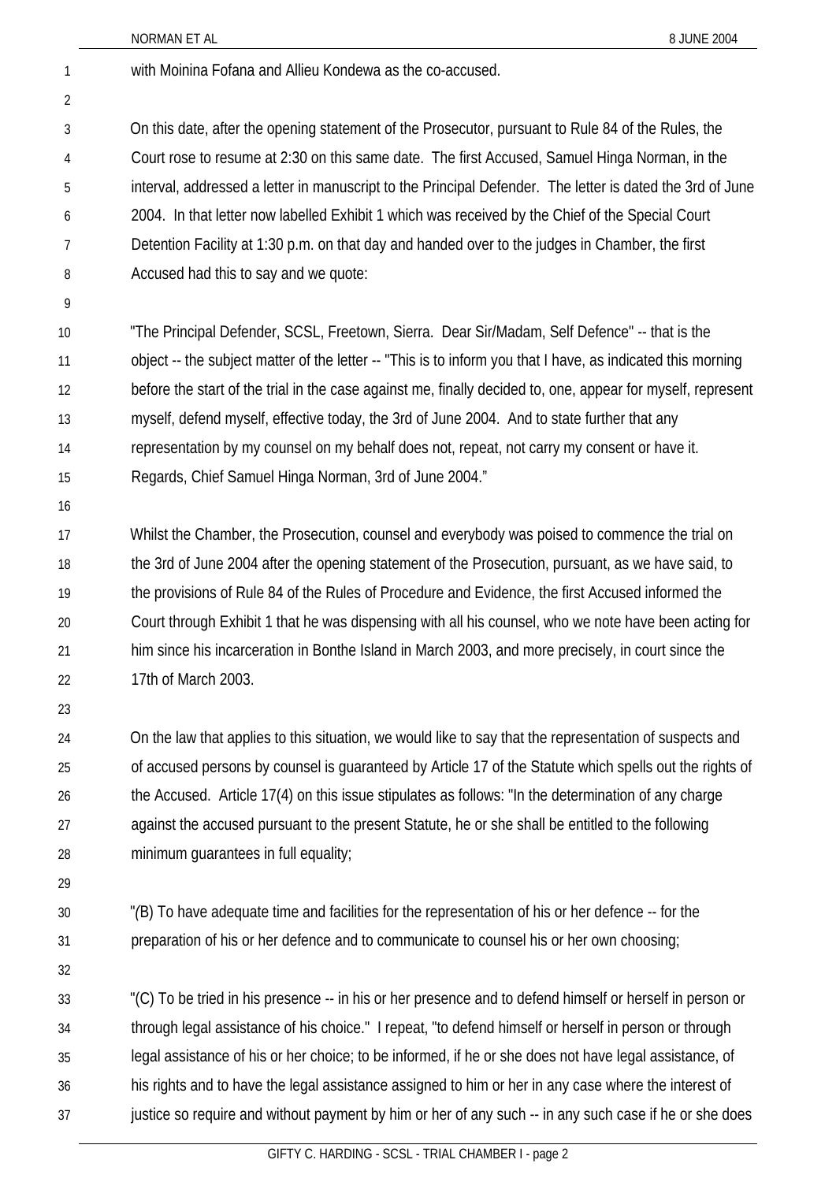with Moinina Fofana and Allieu Kondewa as the co-accused.

On this date, after the opening statement of the Prosecutor, pursuant to Rule 84 of the Rules, the Court rose to resume at 2:30 on this same date. The first Accused, Samuel Hinga Norman, in the interval, addressed a letter in manuscript to the Principal Defender. The letter is dated the 3rd of June 2004. In that letter now labelled Exhibit 1 which was received by the Chief of the Special Court Detention Facility at 1:30 p.m. on that day and handed over to the judges in Chamber, the first Accused had this to say and we quote:

"The Principal Defender, SCSL, Freetown, Sierra. Dear Sir/Madam, Self Defence" -- that is the object -- the subject matter of the letter -- "This is to inform you that I have, as indicated this morning before the start of the trial in the case against me, finally decided to, one, appear for myself, represent myself, defend myself, effective today, the 3rd of June 2004. And to state further that any representation by my counsel on my behalf does not, repeat, not carry my consent or have it. Regards, Chief Samuel Hinga Norman, 3rd of June 2004."

Whilst the Chamber, the Prosecution, counsel and everybody was poised to commence the trial on the 3rd of June 2004 after the opening statement of the Prosecution, pursuant, as we have said, to the provisions of Rule 84 of the Rules of Procedure and Evidence, the first Accused informed the Court through Exhibit 1 that he was dispensing with all his counsel, who we note have been acting for him since his incarceration in Bonthe Island in March 2003, and more precisely, in court since the 17th of March 2003.

On the law that applies to this situation, we would like to say that the representation of suspects and of accused persons by counsel is guaranteed by Article 17 of the Statute which spells out the rights of the Accused. Article 17(4) on this issue stipulates as follows: "In the determination of any charge against the accused pursuant to the present Statute, he or she shall be entitled to the following minimum guarantees in full equality;

"(B) To have adequate time and facilities for the representation of his or her defence -- for the preparation of his or her defence and to communicate to counsel his or her own choosing;

"(C) To be tried in his presence -- in his or her presence and to defend himself or herself in person or through legal assistance of his choice." I repeat, "to defend himself or herself in person or through legal assistance of his or her choice; to be informed, if he or she does not have legal assistance, of his rights and to have the legal assistance assigned to him or her in any case where the interest of justice so require and without payment by him or her of any such -- in any such case if he or she does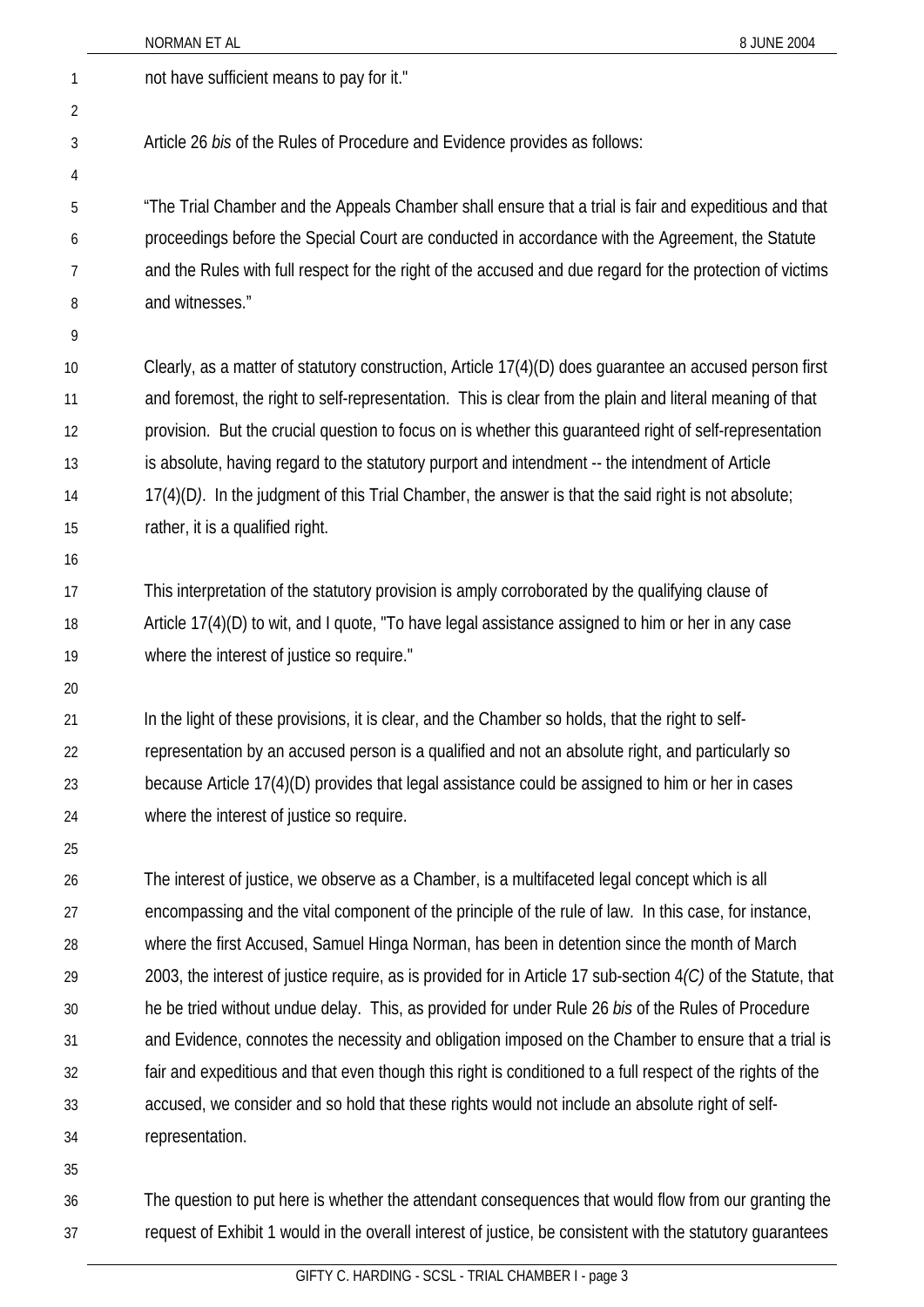not have sufficient means to pay for it."

Article 26 *bis* of the Rules of Procedure and Evidence provides as follows:

"The Trial Chamber and the Appeals Chamber shall ensure that a trial is fair and expeditious and that proceedings before the Special Court are conducted in accordance with the Agreement, the Statute and the Rules with full respect for the right of the accused and due regard for the protection of victims and witnesses."

Clearly, as a matter of statutory construction, Article 17(4)(D) does guarantee an accused person first and foremost, the right to self-representation. This is clear from the plain and literal meaning of that provision. But the crucial question to focus on is whether this guaranteed right of self-representation is absolute, having regard to the statutory purport and intendment -- the intendment of Article 17(4)(D*)*. In the judgment of this Trial Chamber, the answer is that the said right is not absolute; rather, it is a qualified right.

This interpretation of the statutory provision is amply corroborated by the qualifying clause of Article 17(4)(D) to wit, and I quote, "To have legal assistance assigned to him or her in any case where the interest of justice so require."

In the light of these provisions, it is clear, and the Chamber so holds, that the right to self-representation by an accused person is a qualified and not an absolute right, and particularly so because Article 17(4)(D) provides that legal assistance could be assigned to him or her in cases where the interest of justice so require.

The interest of justice, we observe as a Chamber, is a multifaceted legal concept which is all encompassing and the vital component of the principle of the rule of law. In this case, for instance, where the first Accused, Samuel Hinga Norman, has been in detention since the month of March 2003, the interest of justice require, as is provided for in Article 17 sub-section 4*(C)* of the Statute, that he be tried without undue delay. This, as provided for under Rule 26 *bis* of the Rules of Procedure and Evidence, connotes the necessity and obligation imposed on the Chamber to ensure that a trial is fair and expeditious and that even though this right is conditioned to a full respect of the rights of the accused, we consider and so hold that these rights would not include an absolute right of self-representation.

The question to put here is whether the attendant consequences that would flow from our granting the request of Exhibit 1 would in the overall interest of justice, be consistent with the statutory guarantees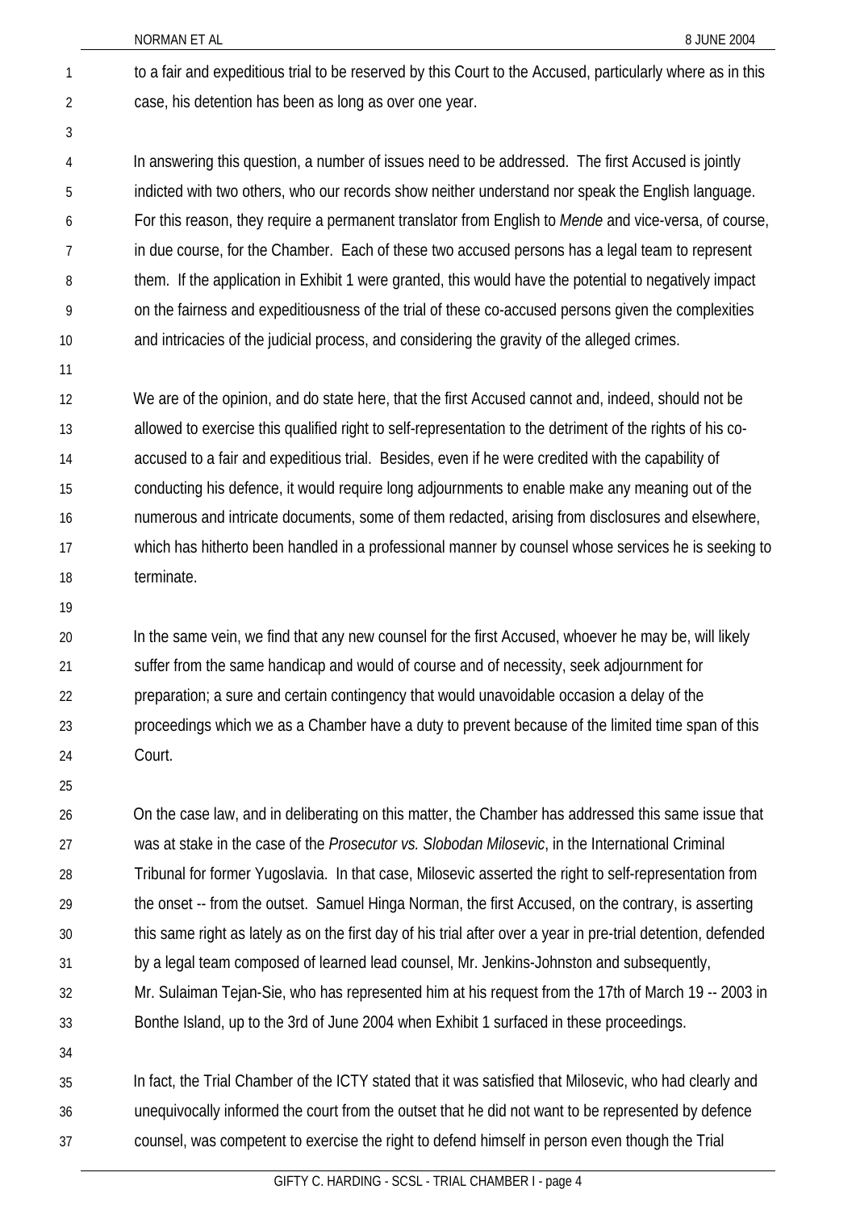to a fair and expeditious trial to be reserved by this Court to the Accused, particularly where as in this case, his detention has been as long as over one year.

In answering this question, a number of issues need to be addressed. The first Accused is jointly indicted with two others, who our records show neither understand nor speak the English language. For this reason, they require a permanent translator from English to *Mende* and vice-versa, of course, in due course, for the Chamber. Each of these two accused persons has a legal team to represent them. If the application in Exhibit 1 were granted, this would have the potential to negatively impact on the fairness and expeditiousness of the trial of these co-accused persons given the complexities and intricacies of the judicial process, and considering the gravity of the alleged crimes.

We are of the opinion, and do state here, that the first Accused cannot and, indeed, should not be allowed to exercise this qualified right to self-representation to the detriment of the rights of his co-accused to a fair and expeditious trial. Besides, even if he were credited with the capability of conducting his defence, it would require long adjournments to enable make any meaning out of the numerous and intricate documents, some of them redacted, arising from disclosures and elsewhere, which has hitherto been handled in a professional manner by counsel whose services he is seeking to terminate.

In the same vein, we find that any new counsel for the first Accused, whoever he may be, will likely suffer from the same handicap and would of course and of necessity, seek adjournment for preparation; a sure and certain contingency that would unavoidable occasion a delay of the proceedings which we as a Chamber have a duty to prevent because of the limited time span of this Court.

On the case law, and in deliberating on this matter, the Chamber has addressed this same issue that was at stake in the case of the *Prosecutor vs. Slobodan Milosevic*, in the International Criminal Tribunal for former Yugoslavia. In that case, Milosevic asserted the right to self-representation from the onset -- from the outset. Samuel Hinga Norman, the first Accused, on the contrary, is asserting this same right as lately as on the first day of his trial after over a year in pre-trial detention, defended by a legal team composed of learned lead counsel, Mr. Jenkins-Johnston and subsequently, Mr. Sulaiman Tejan-Sie, who has represented him at his request from the 17th of March 19 -- 2003 in Bonthe Island, up to the 3rd of June 2004 when Exhibit 1 surfaced in these proceedings.

In fact, the Trial Chamber of the ICTY stated that it was satisfied that Milosevic, who had clearly and unequivocally informed the court from the outset that he did not want to be represented by defence counsel, was competent to exercise the right to defend himself in person even though the Trial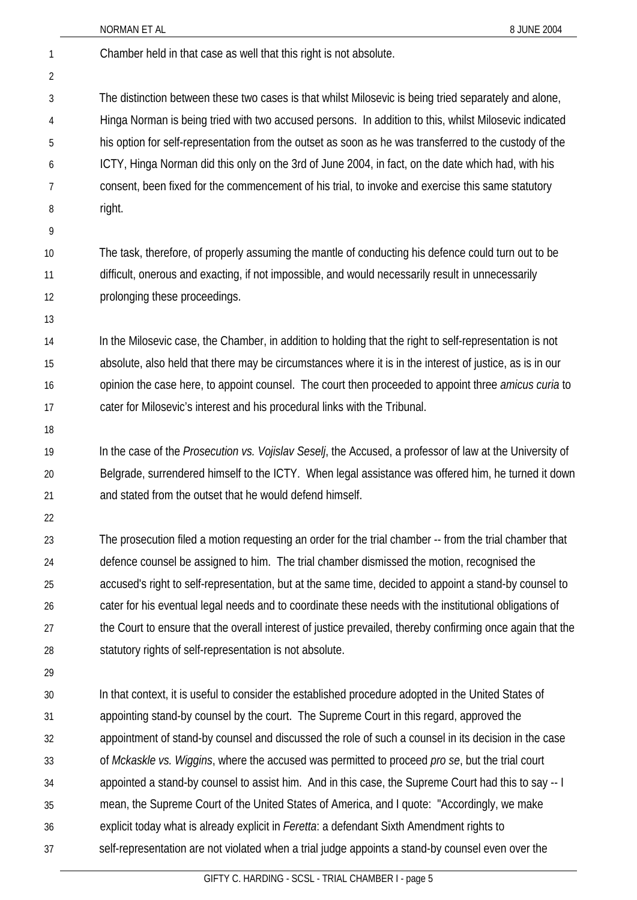Chamber held in that case as well that this right is not absolute.

The distinction between these two cases is that whilst Milosevic is being tried separately and alone, Hinga Norman is being tried with two accused persons. In addition to this, whilst Milosevic indicated his option for self-representation from the outset as soon as he was transferred to the custody of the ICTY, Hinga Norman did this only on the 3rd of June 2004, in fact, on the date which had, with his consent, been fixed for the commencement of his trial, to invoke and exercise this same statutory right.

The task, therefore, of properly assuming the mantle of conducting his defence could turn out to be difficult, onerous and exacting, if not impossible, and would necessarily result in unnecessarily prolonging these proceedings.

In the Milosevic case, the Chamber, in addition to holding that the right to self-representation is not absolute, also held that there may be circumstances where it is in the interest of justice, as is in our opinion the case here, to appoint counsel. The court then proceeded to appoint three *amicus curia* to cater for Milosevic's interest and his procedural links with the Tribunal.

In the case of the *Prosecution vs. Vojislav Seselj*, the Accused, a professor of law at the University of Belgrade, surrendered himself to the ICTY. When legal assistance was offered him, he turned it down and stated from the outset that he would defend himself.

The prosecution filed a motion requesting an order for the trial chamber -- from the trial chamber that defence counsel be assigned to him. The trial chamber dismissed the motion, recognised the accused's right to self-representation, but at the same time, decided to appoint a stand-by counsel to cater for his eventual legal needs and to coordinate these needs with the institutional obligations of the Court to ensure that the overall interest of justice prevailed, thereby confirming once again that the statutory rights of self-representation is not absolute.

In that context, it is useful to consider the established procedure adopted in the United States of appointing stand-by counsel by the court. The Supreme Court in this regard, approved the appointment of stand-by counsel and discussed the role of such a counsel in its decision in the case of *Mckaskle vs. Wiggins*, where the accused was permitted to proceed *pro se*, but the trial court appointed a stand-by counsel to assist him. And in this case, the Supreme Court had this to say -- I mean, the Supreme Court of the United States of America, and I quote: "Accordingly, we make explicit today what is already explicit in *Feretta*: a defendant Sixth Amendment rights to self-representation are not violated when a trial judge appoints a stand-by counsel even over the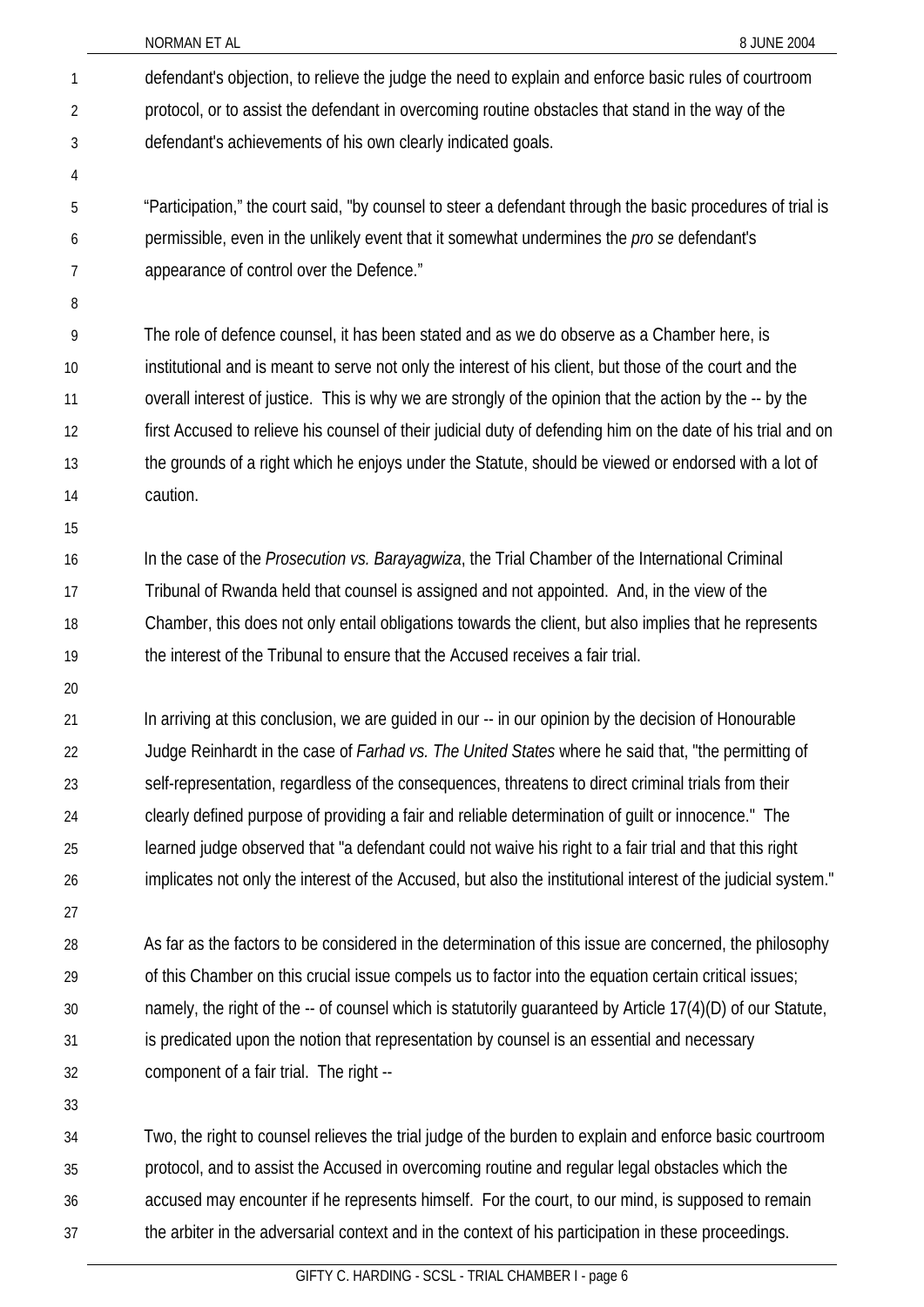defendant's objection, to relieve the judge the need to explain and enforce basic rules of courtroom protocol, or to assist the defendant in overcoming routine obstacles that stand in the way of the defendant's achievements of his own clearly indicated goals.

"Participation," the court said, "by counsel to steer a defendant through the basic procedures of trial is permissible, even in the unlikely event that it somewhat undermines the *pro se* defendant's appearance of control over the Defence."

The role of defence counsel, it has been stated and as we do observe as a Chamber here, is institutional and is meant to serve not only the interest of his client, but those of the court and the overall interest of justice. This is why we are strongly of the opinion that the action by the -- by the first Accused to relieve his counsel of their judicial duty of defending him on the date of his trial and on the grounds of a right which he enjoys under the Statute, should be viewed or endorsed with a lot of caution.

In the case of the *Prosecution vs. Barayagwiza*, the Trial Chamber of the International Criminal Tribunal of Rwanda held that counsel is assigned and not appointed. And, in the view of the Chamber, this does not only entail obligations towards the client, but also implies that he represents the interest of the Tribunal to ensure that the Accused receives a fair trial.

In arriving at this conclusion, we are guided in our -- in our opinion by the decision of Honourable Judge Reinhardt in the case of *Farhad vs. The United States* where he said that, "the permitting of self-representation, regardless of the consequences, threatens to direct criminal trials from their clearly defined purpose of providing a fair and reliable determination of guilt or innocence." The learned judge observed that "a defendant could not waive his right to a fair trial and that this right implicates not only the interest of the Accused, but also the institutional interest of the judicial system."

As far as the factors to be considered in the determination of this issue are concerned, the philosophy of this Chamber on this crucial issue compels us to factor into the equation certain critical issues; namely, the right of the -- of counsel which is statutorily guaranteed by Article 17(4)(D) of our Statute, is predicated upon the notion that representation by counsel is an essential and necessary component of a fair trial. The right --

Two, the right to counsel relieves the trial judge of the burden to explain and enforce basic courtroom protocol, and to assist the Accused in overcoming routine and regular legal obstacles which the accused may encounter if he represents himself. For the court, to our mind, is supposed to remain the arbiter in the adversarial context and in the context of his participation in these proceedings.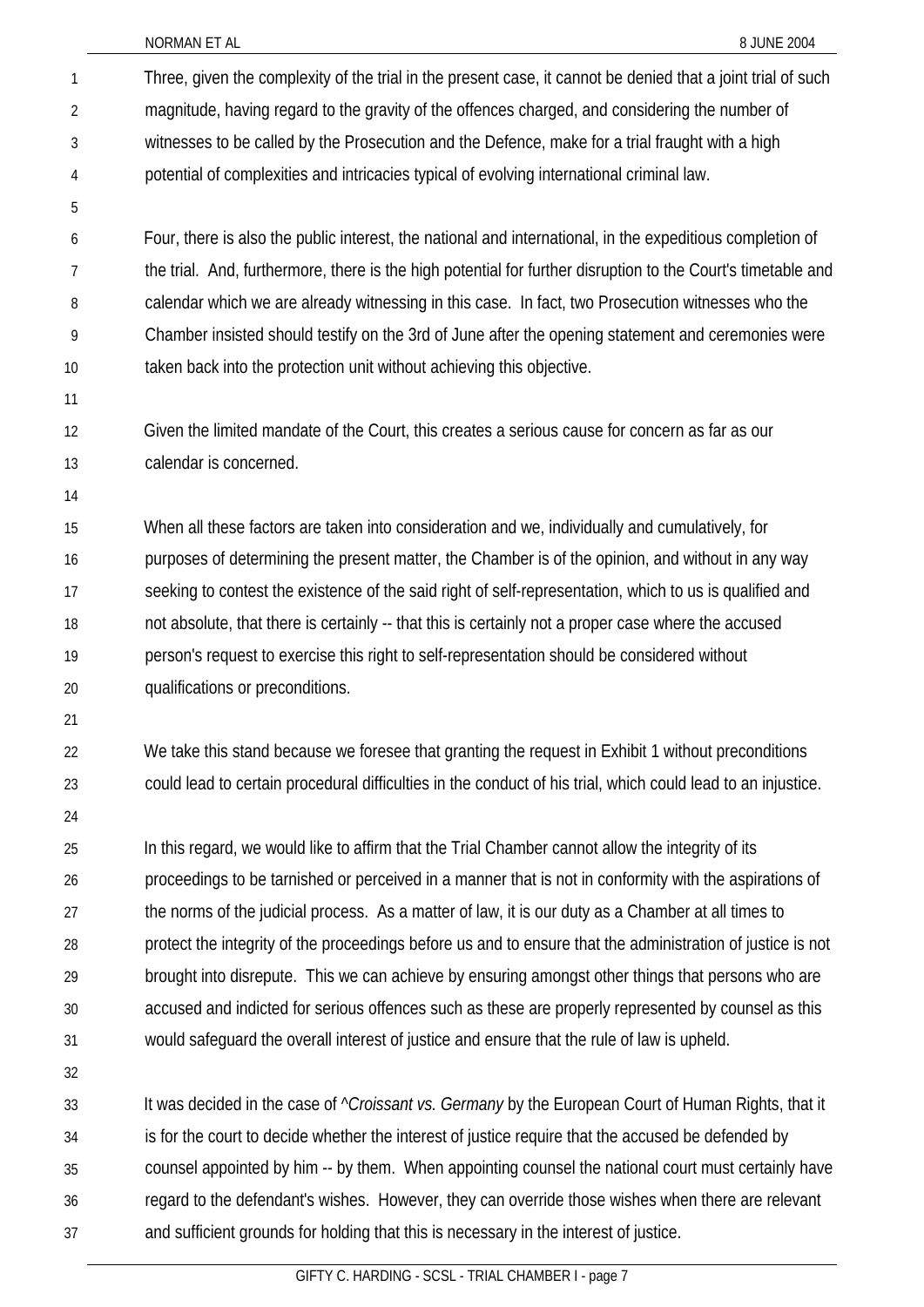Three, given the complexity of the trial in the present case, it cannot be denied that a joint trial of such magnitude, having regard to the gravity of the offences charged, and considering the number of witnesses to be called by the Prosecution and the Defence, make for a trial fraught with a high potential of complexities and intricacies typical of evolving international criminal law.

Four, there is also the public interest, the national and international, in the expeditious completion of the trial. And, furthermore, there is the high potential for further disruption to the Court's timetable and calendar which we are already witnessing in this case. In fact, two Prosecution witnesses who the Chamber insisted should testify on the 3rd of June after the opening statement and ceremonies were taken back into the protection unit without achieving this objective.

Given the limited mandate of the Court, this creates a serious cause for concern as far as our calendar is concerned.

When all these factors are taken into consideration and we, individually and cumulatively, for purposes of determining the present matter, the Chamber is of the opinion, and without in any way seeking to contest the existence of the said right of self-representation, which to us is qualified and not absolute, that there is certainly -- that this is certainly not a proper case where the accused person's request to exercise this right to self-representation should be considered without qualifications or preconditions.

We take this stand because we foresee that granting the request in Exhibit 1 without preconditions could lead to certain procedural difficulties in the conduct of his trial, which could lead to an injustice.

In this regard, we would like to affirm that the Trial Chamber cannot allow the integrity of its proceedings to be tarnished or perceived in a manner that is not in conformity with the aspirations of the norms of the judicial process. As a matter of law, it is our duty as a Chamber at all times to protect the integrity of the proceedings before us and to ensure that the administration of justice is not brought into disrepute. This we can achieve by ensuring amongst other things that persons who are accused and indicted for serious offences such as these are properly represented by counsel as this would safeguard the overall interest of justice and ensure that the rule of law is upheld.

It was decided in the case of ^*Croissant vs. Germany* by the European Court of Human Rights, that it is for the court to decide whether the interest of justice require that the accused be defended by counsel appointed by him -- by them. When appointing counsel the national court must certainly have regard to the defendant's wishes. However, they can override those wishes when there are relevant and sufficient grounds for holding that this is necessary in the interest of justice.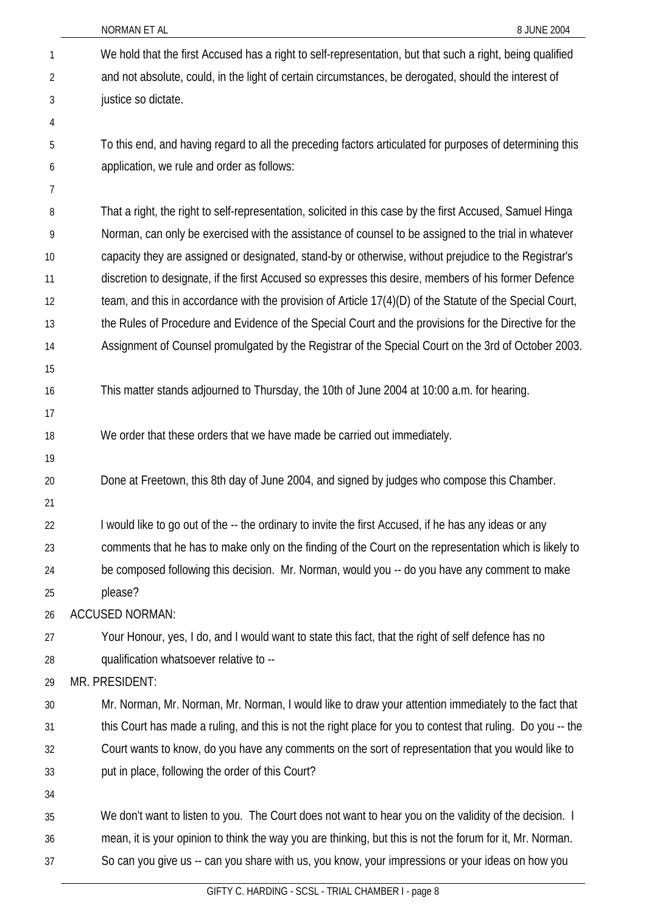We hold that the first Accused has a right to self-representation, but that such a right, being qualified and not absolute, could, in the light of certain circumstances, be derogated, should the interest of justice so dictate.

To this end, and having regard to all the preceding factors articulated for purposes of determining this application, we rule and order as follows:

That a right, the right to self-representation, solicited in this case by the first Accused, Samuel Hinga Norman, can only be exercised with the assistance of counsel to be assigned to the trial in whatever capacity they are assigned or designated, stand-by or otherwise, without prejudice to the Registrar's discretion to designate, if the first Accused so expresses this desire, members of his former Defence team, and this in accordance with the provision of Article 17(4)(D) of the Statute of the Special Court, the Rules of Procedure and Evidence of the Special Court and the provisions for the Directive for the Assignment of Counsel promulgated by the Registrar of the Special Court on the 3rd of October 2003.

This matter stands adjourned to Thursday, the 10th of June 2004 at 10:00 a.m. for hearing.

We order that these orders that we have made be carried out immediately.

Done at Freetown, this 8th day of June 2004, and signed by judges who compose this Chamber.

I would like to go out of the -- the ordinary to invite the first Accused, if he has any ideas or any comments that he has to make only on the finding of the Court on the representation which is likely to be composed following this decision. Mr. Norman, would you -- do you have any comment to make please?

ACCUSED NORMAN:

Your Honour, yes, I do, and I would want to state this fact, that the right of self defence has no qualification whatsoever relative to --

MR. PRESIDENT:

Mr. Norman, Mr. Norman, Mr. Norman, I would like to draw your attention immediately to the fact that this Court has made a ruling, and this is not the right place for you to contest that ruling. Do you -- the Court wants to know, do you have any comments on the sort of representation that you would like to put in place, following the order of this Court?

We don't want to listen to you. The Court does not want to hear you on the validity of the decision. I mean, it is your opinion to think the way you are thinking, but this is not the forum for it, Mr. Norman. So can you give us -- can you share with us, you know, your impressions or your ideas on how you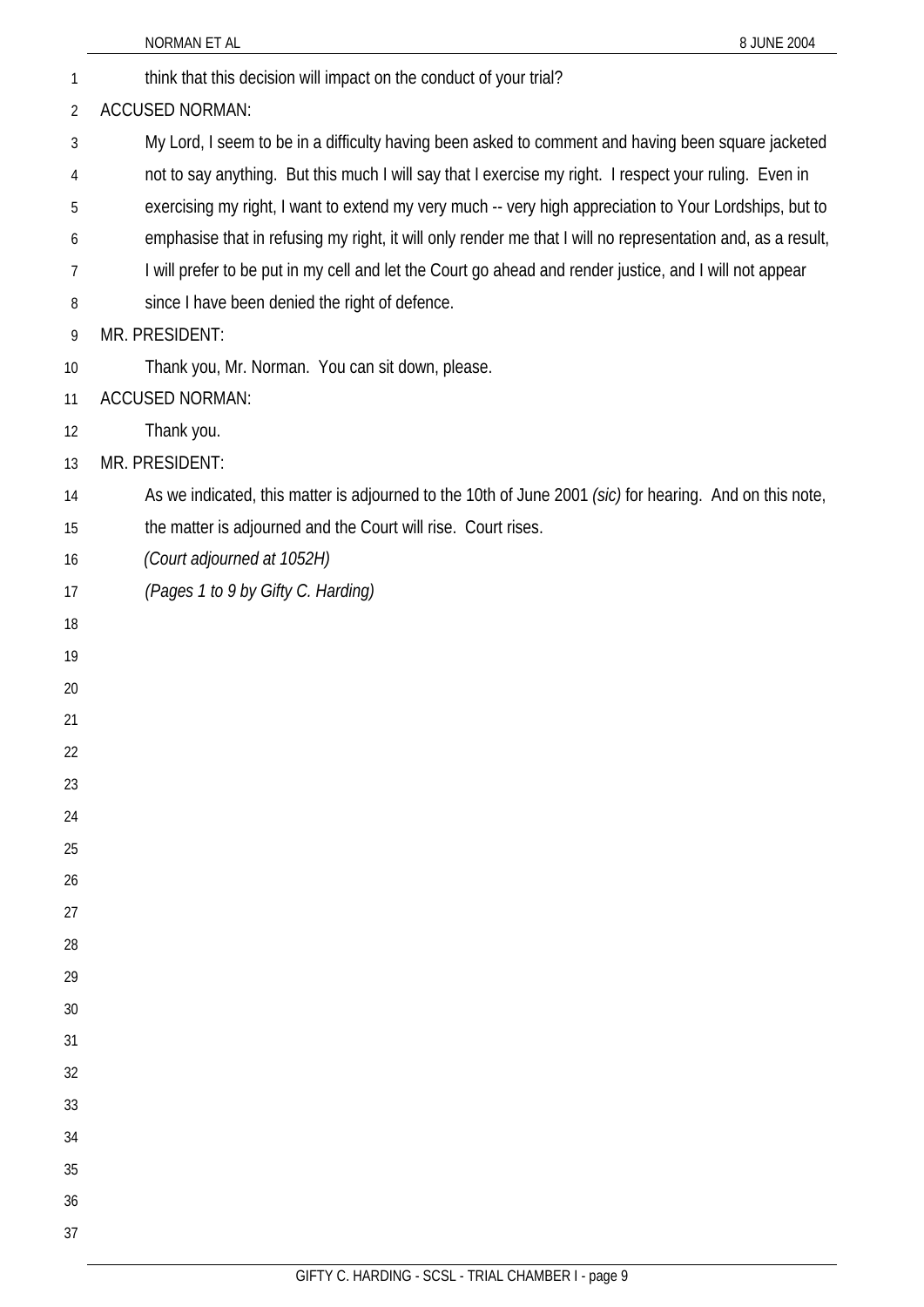think that this decision will impact on the conduct of your trial?

ACCUSED NORMAN:

My Lord, I seem to be in a difficulty having been asked to comment and having been square jacketed not to say anything. But this much I will say that I exercise my right. I respect your ruling. Even in exercising my right, I want to extend my very much -- very high appreciation to Your Lordships, but to emphasise that in refusing my right, it will only render me that I will no representation and, as a result, I will prefer to be put in my cell and let the Court go ahead and render justice, and I will not appear since I have been denied the right of defence.

MR. PRESIDENT:

Thank you, Mr. Norman. You can sit down, please.

ACCUSED NORMAN:

Thank you.

MR. PRESIDENT:

As we indicated, this matter is adjourned to the 10th of June 2001 *(sic)* for hearing. And on this note, the matter is adjourned and the Court will rise. Court rises.

*(Court adjourned at 1052H)*

*(Pages 1 to 9 by Gifty C. Harding)*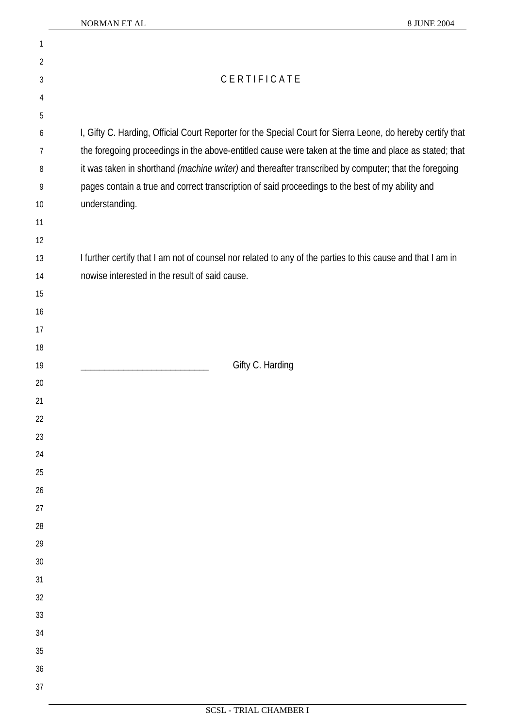# CERTIFICATE

I, Gifty C. Harding, Official Court Reporter for the Special Court for Sierra Leone, do hereby certify that the foregoing proceedings in the above-entitled cause were taken at the time and place as stated; that it was taken in shorthand *(machine writer)* and thereafter transcribed by computer; that the foregoing pages contain a true and correct transcription of said proceedings to the best of my ability and understanding.

I further certify that I am not of counsel nor related to any of the parties to this cause and that I am in nowise interested in the result of said cause.

___________________________ Gifty C. Harding